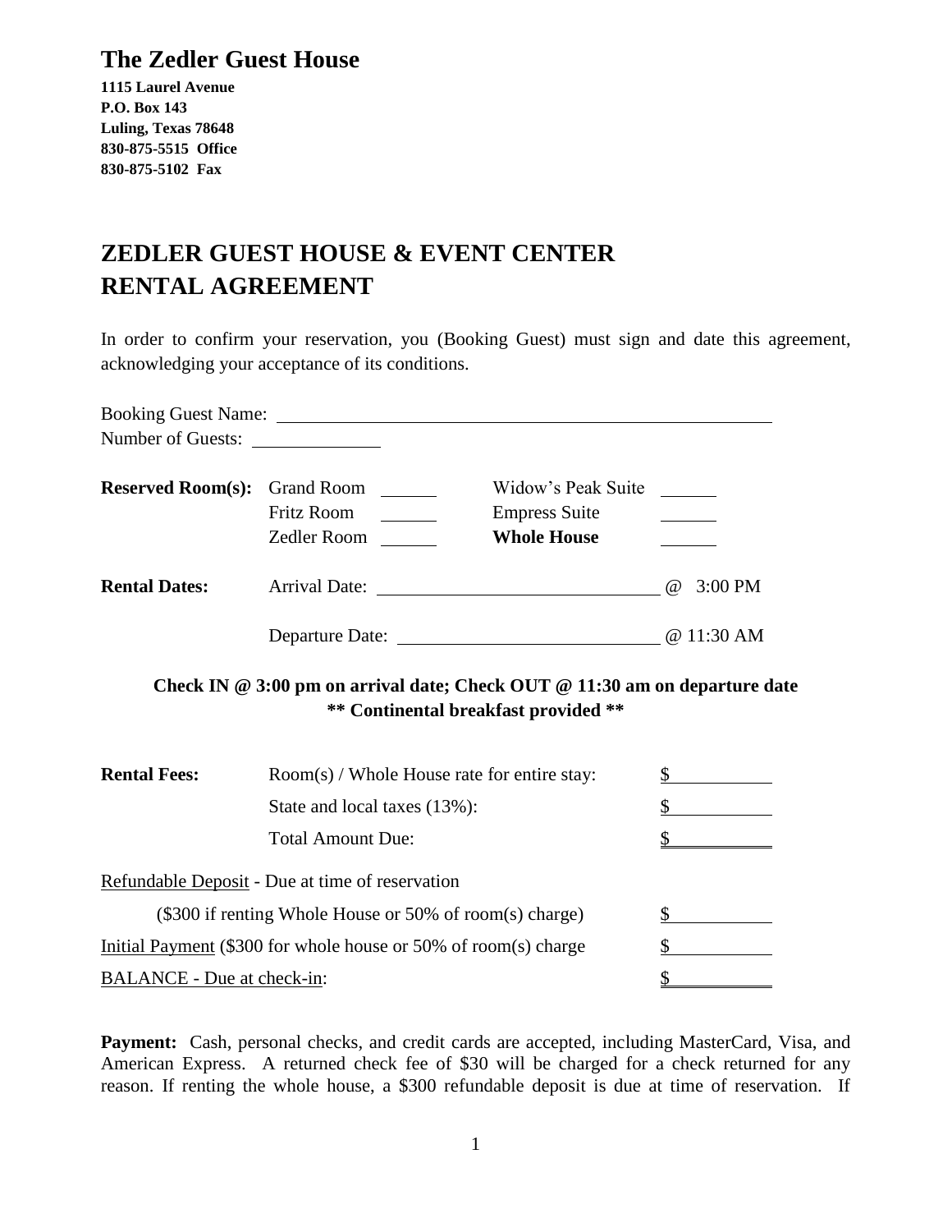# The Zedler Guest House

**1115 Laurel Avenue**
**P.O. Box 143**
**Luling, Texas 78648**
**830-875-5515 Office**
**830-875-5102 Fax**

## ZEDLER GUEST HOUSE & EVENT CENTER RENTAL AGREEMENT

In order to confirm your reservation, you (Booking Guest) must sign and date this agreement, acknowledging your acceptance of its conditions.

Booking Guest Name: ______________________________________________

Number of Guests: __________

| **Reserved Room(s):** | Grand Room | ______ | Widow's Peak Suite | ______ |
|---|---|---|---|---|
| | Fritz Room | ______ | Empress Suite | ______ |
| | Zedler Room | ______ | **Whole House** | ______ |

**Rental Dates:** Arrival Date: ____________________________ @ 3:00 PM

Departure Date: ____________________________ @ 11:30 AM

**Check IN @ 3:00 pm on arrival date; Check OUT @ 11:30 am on departure date**
**\*\* Continental breakfast provided \*\***

| **Rental Fees:** | Room(s) / Whole House rate for entire stay: | $__________ |
|---|---|---|
| | State and local taxes (13%): | $__________ |
| | Total Amount Due: | $__________ |

Refundable Deposit - Due at time of reservation
($300 if renting Whole House or 50% of room(s) charge) $__________

Initial Payment ($300 for whole house or 50% of room(s) charge $__________

BALANCE - Due at check-in: $__________

**Payment:** Cash, personal checks, and credit cards are accepted, including MasterCard, Visa, and American Express. A returned check fee of $30 will be charged for a check returned for any reason. If renting the whole house, a $300 refundable deposit is due at time of reservation. If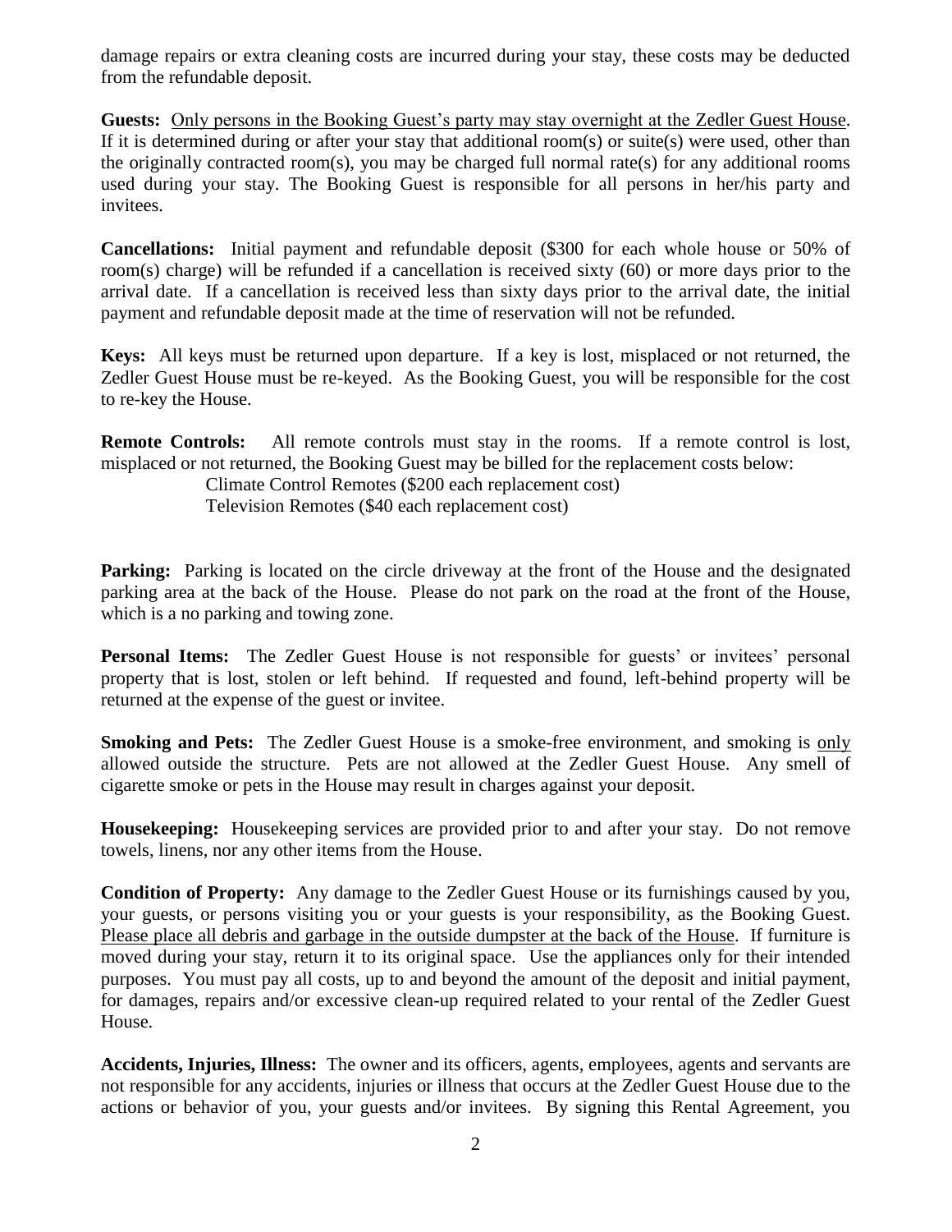damage repairs or extra cleaning costs are incurred during your stay, these costs may be deducted from the refundable deposit.

**Guests:** <u>Only persons in the Booking Guest's party may stay overnight at the Zedler Guest House</u>. If it is determined during or after your stay that additional room(s) or suite(s) were used, other than the originally contracted room(s), you may be charged full normal rate(s) for any additional rooms used during your stay. The Booking Guest is responsible for all persons in her/his party and invitees.

**Cancellations:** Initial payment and refundable deposit ($300 for each whole house or 50% of room(s) charge) will be refunded if a cancellation is received sixty (60) or more days prior to the arrival date. If a cancellation is received less than sixty days prior to the arrival date, the initial payment and refundable deposit made at the time of reservation will not be refunded.

**Keys:** All keys must be returned upon departure. If a key is lost, misplaced or not returned, the Zedler Guest House must be re-keyed. As the Booking Guest, you will be responsible for the cost to re-key the House.

**Remote Controls:** All remote controls must stay in the rooms. If a remote control is lost, misplaced or not returned, the Booking Guest may be billed for the replacement costs below:

Climate Control Remotes ($200 each replacement cost)
Television Remotes ($40 each replacement cost)

**Parking:** Parking is located on the circle driveway at the front of the House and the designated parking area at the back of the House. Please do not park on the road at the front of the House, which is a no parking and towing zone.

**Personal Items:** The Zedler Guest House is not responsible for guests' or invitees' personal property that is lost, stolen or left behind. If requested and found, left-behind property will be returned at the expense of the guest or invitee.

**Smoking and Pets:** The Zedler Guest House is a smoke-free environment, and smoking is <u>only</u> allowed outside the structure. Pets are not allowed at the Zedler Guest House. Any smell of cigarette smoke or pets in the House may result in charges against your deposit.

**Housekeeping:** Housekeeping services are provided prior to and after your stay. Do not remove towels, linens, nor any other items from the House.

**Condition of Property:** Any damage to the Zedler Guest House or its furnishings caused by you, your guests, or persons visiting you or your guests is your responsibility, as the Booking Guest. <u>Please place all debris and garbage in the outside dumpster at the back of the House</u>. If furniture is moved during your stay, return it to its original space. Use the appliances only for their intended purposes. You must pay all costs, up to and beyond the amount of the deposit and initial payment, for damages, repairs and/or excessive clean-up required related to your rental of the Zedler Guest House.

**Accidents, Injuries, Illness:** The owner and its officers, agents, employees, agents and servants are not responsible for any accidents, injuries or illness that occurs at the Zedler Guest House due to the actions or behavior of you, your guests and/or invitees. By signing this Rental Agreement, you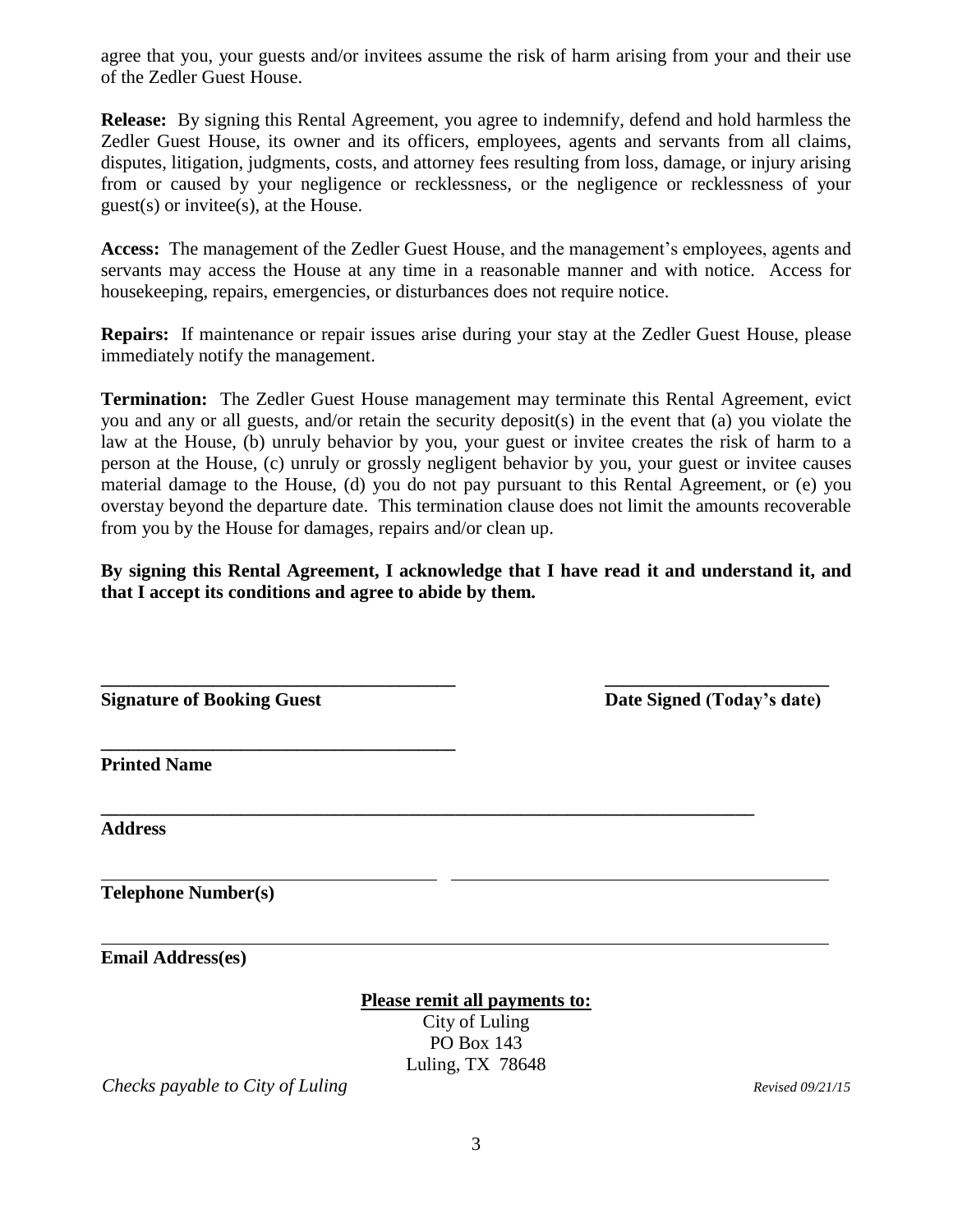agree that you, your guests and/or invitees assume the risk of harm arising from your and their use of the Zedler Guest House.

**Release:** By signing this Rental Agreement, you agree to indemnify, defend and hold harmless the Zedler Guest House, its owner and its officers, employees, agents and servants from all claims, disputes, litigation, judgments, costs, and attorney fees resulting from loss, damage, or injury arising from or caused by your negligence or recklessness, or the negligence or recklessness of your guest(s) or invitee(s), at the House.

**Access:** The management of the Zedler Guest House, and the management's employees, agents and servants may access the House at any time in a reasonable manner and with notice. Access for housekeeping, repairs, emergencies, or disturbances does not require notice.

**Repairs:** If maintenance or repair issues arise during your stay at the Zedler Guest House, please immediately notify the management.

**Termination:** The Zedler Guest House management may terminate this Rental Agreement, evict you and any or all guests, and/or retain the security deposit(s) in the event that (a) you violate the law at the House, (b) unruly behavior by you, your guest or invitee creates the risk of harm to a person at the House, (c) unruly or grossly negligent behavior by you, your guest or invitee causes material damage to the House, (d) you do not pay pursuant to this Rental Agreement, or (e) you overstay beyond the departure date. This termination clause does not limit the amounts recoverable from you by the House for damages, repairs and/or clean up.

**By signing this Rental Agreement, I acknowledge that I have read it and understand it, and that I accept its conditions and agree to abide by them.**

_______________________________________ &nbsp;&nbsp;&nbsp;&nbsp;&nbsp;&nbsp;&nbsp;&nbsp; _________________________

**Signature of Booking Guest** &nbsp;&nbsp;&nbsp;&nbsp;&nbsp;&nbsp;&nbsp;&nbsp; **Date Signed (Today's date)**

_______________________________________

**Printed Name**

________________________________________________________________________

**Address**

_____________________________________ &nbsp;&nbsp; _________________________________________

**Telephone Number(s)**

________________________________________________________________________________

**Email Address(es)**

**Please remit all payments to:**

City of Luling
PO Box 143
Luling, TX 78648

*Checks payable to City of Luling*

*Revised 09/21/15*